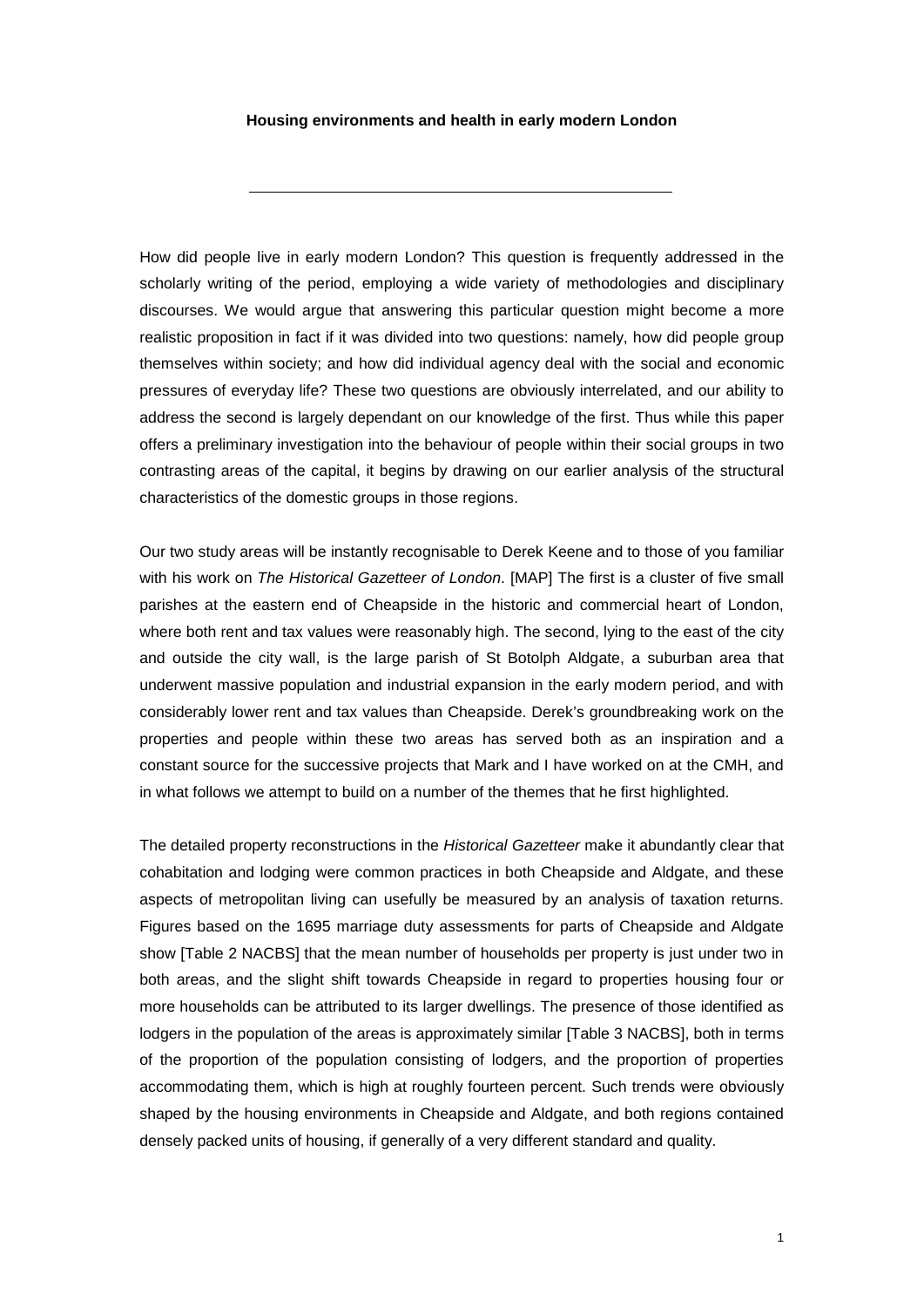## Housing environments and health in early modern London

---

How did people live in early modern London? This question is frequently addressed in the scholarly writing of the period, employing a wide variety of methodologies and disciplinary discourses. We would argue that answering this particular question might become a more realistic proposition in fact if it was divided into two questions: namely, how did people group themselves within society; and how did individual agency deal with the social and economic pressures of everyday life? These two questions are obviously interrelated, and our ability to address the second is largely dependant on our knowledge of the first. Thus while this paper offers a preliminary investigation into the behaviour of people within their social groups in two contrasting areas of the capital, it begins by drawing on our earlier analysis of the structural characteristics of the domestic groups in those regions.

Our two study areas will be instantly recognisable to Derek Keene and to those of you familiar with his work on *The Historical Gazetteer of London*. [MAP] The first is a cluster of five small parishes at the eastern end of Cheapside in the historic and commercial heart of London, where both rent and tax values were reasonably high. The second, lying to the east of the city and outside the city wall, is the large parish of St Botolph Aldgate, a suburban area that underwent massive population and industrial expansion in the early modern period, and with considerably lower rent and tax values than Cheapside. Derek's groundbreaking work on the properties and people within these two areas has served both as an inspiration and a constant source for the successive projects that Mark and I have worked on at the CMH, and in what follows we attempt to build on a number of the themes that he first highlighted.

The detailed property reconstructions in the *Historical Gazetteer* make it abundantly clear that cohabitation and lodging were common practices in both Cheapside and Aldgate, and these aspects of metropolitan living can usefully be measured by an analysis of taxation returns. Figures based on the 1695 marriage duty assessments for parts of Cheapside and Aldgate show [Table 2 NACBS] that the mean number of households per property is just under two in both areas, and the slight shift towards Cheapside in regard to properties housing four or more households can be attributed to its larger dwellings. The presence of those identified as lodgers in the population of the areas is approximately similar [Table 3 NACBS], both in terms of the proportion of the population consisting of lodgers, and the proportion of properties accommodating them, which is high at roughly fourteen percent. Such trends were obviously shaped by the housing environments in Cheapside and Aldgate, and both regions contained densely packed units of housing, if generally of a very different standard and quality.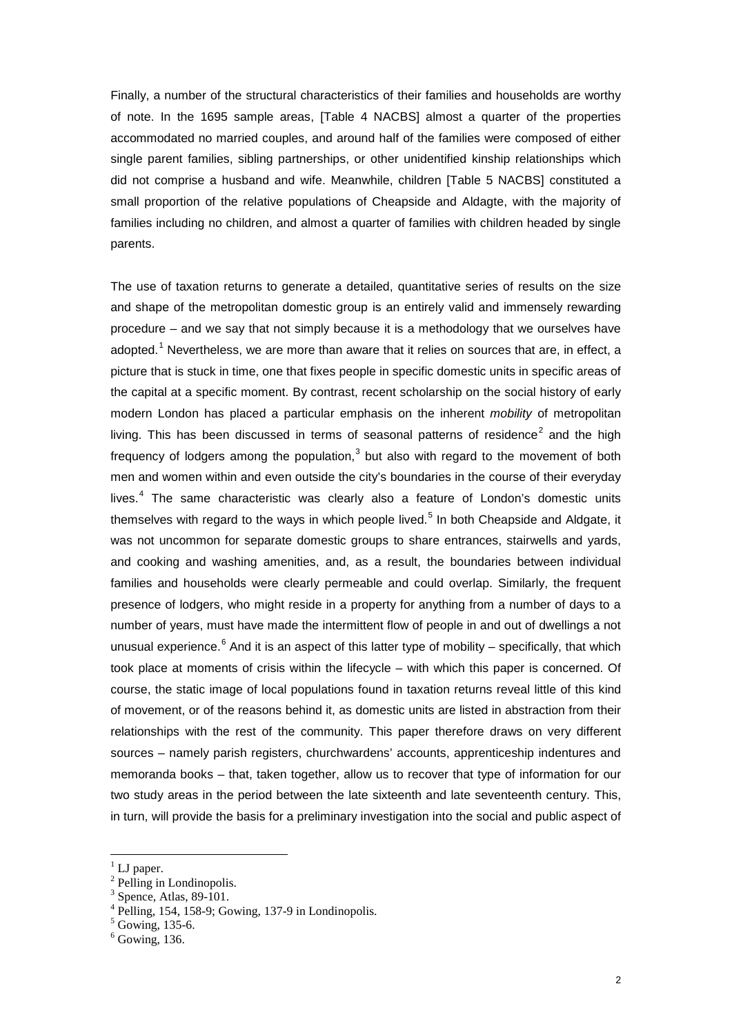Finally, a number of the structural characteristics of their families and households are worthy of note. In the 1695 sample areas, [Table 4 NACBS] almost a quarter of the properties accommodated no married couples, and around half of the families were composed of either single parent families, sibling partnerships, or other unidentified kinship relationships which did not comprise a husband and wife. Meanwhile, children [Table 5 NACBS] constituted a small proportion of the relative populations of Cheapside and Aldagte, with the majority of families including no children, and almost a quarter of families with children headed by single parents.

The use of taxation returns to generate a detailed, quantitative series of results on the size and shape of the metropolitan domestic group is an entirely valid and immensely rewarding procedure – and we say that not simply because it is a methodology that we ourselves have adopted.[1] Nevertheless, we are more than aware that it relies on sources that are, in effect, a picture that is stuck in time, one that fixes people in specific domestic units in specific areas of the capital at a specific moment. By contrast, recent scholarship on the social history of early modern London has placed a particular emphasis on the inherent *mobility* of metropolitan living. This has been discussed in terms of seasonal patterns of residence[2] and the high frequency of lodgers among the population,[3] but also with regard to the movement of both men and women within and even outside the city's boundaries in the course of their everyday lives.[4] The same characteristic was clearly also a feature of London's domestic units themselves with regard to the ways in which people lived.[5] In both Cheapside and Aldgate, it was not uncommon for separate domestic groups to share entrances, stairwells and yards, and cooking and washing amenities, and, as a result, the boundaries between individual families and households were clearly permeable and could overlap. Similarly, the frequent presence of lodgers, who might reside in a property for anything from a number of days to a number of years, must have made the intermittent flow of people in and out of dwellings a not unusual experience.[6] And it is an aspect of this latter type of mobility – specifically, that which took place at moments of crisis within the lifecycle – with which this paper is concerned. Of course, the static image of local populations found in taxation returns reveal little of this kind of movement, or of the reasons behind it, as domestic units are listed in abstraction from their relationships with the rest of the community. This paper therefore draws on very different sources – namely parish registers, churchwardens' accounts, apprenticeship indentures and memoranda books – that, taken together, allow us to recover that type of information for our two study areas in the period between the late sixteenth and late seventeenth century. This, in turn, will provide the basis for a preliminary investigation into the social and public aspect of

---

[1] LJ paper.

[2] Pelling in Londinopolis.

[3] Spence, Atlas, 89-101.

[4] Pelling, 154, 158-9; Gowing, 137-9 in Londinopolis.

[5] Gowing, 135-6.

[6] Gowing, 136.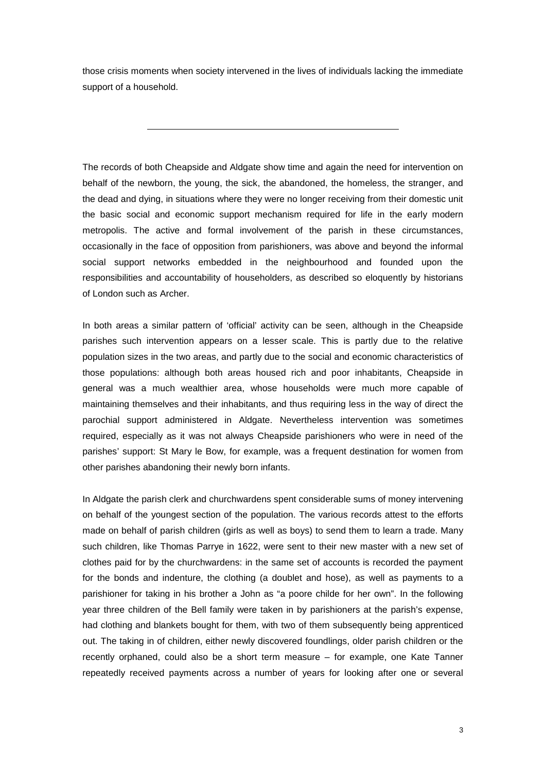those crisis moments when society intervened in the lives of individuals lacking the immediate support of a household.

---

The records of both Cheapside and Aldgate show time and again the need for intervention on behalf of the newborn, the young, the sick, the abandoned, the homeless, the stranger, and the dead and dying, in situations where they were no longer receiving from their domestic unit the basic social and economic support mechanism required for life in the early modern metropolis. The active and formal involvement of the parish in these circumstances, occasionally in the face of opposition from parishioners, was above and beyond the informal social support networks embedded in the neighbourhood and founded upon the responsibilities and accountability of householders, as described so eloquently by historians of London such as Archer.

In both areas a similar pattern of 'official' activity can be seen, although in the Cheapside parishes such intervention appears on a lesser scale. This is partly due to the relative population sizes in the two areas, and partly due to the social and economic characteristics of those populations: although both areas housed rich and poor inhabitants, Cheapside in general was a much wealthier area, whose households were much more capable of maintaining themselves and their inhabitants, and thus requiring less in the way of direct the parochial support administered in Aldgate. Nevertheless intervention was sometimes required, especially as it was not always Cheapside parishioners who were in need of the parishes' support: St Mary le Bow, for example, was a frequent destination for women from other parishes abandoning their newly born infants.

In Aldgate the parish clerk and churchwardens spent considerable sums of money intervening on behalf of the youngest section of the population. The various records attest to the efforts made on behalf of parish children (girls as well as boys) to send them to learn a trade. Many such children, like Thomas Parrye in 1622, were sent to their new master with a new set of clothes paid for by the churchwardens: in the same set of accounts is recorded the payment for the bonds and indenture, the clothing (a doublet and hose), as well as payments to a parishioner for taking in his brother a John as "a poore childe for her own". In the following year three children of the Bell family were taken in by parishioners at the parish's expense, had clothing and blankets bought for them, with two of them subsequently being apprenticed out. The taking in of children, either newly discovered foundlings, older parish children or the recently orphaned, could also be a short term measure – for example, one Kate Tanner repeatedly received payments across a number of years for looking after one or several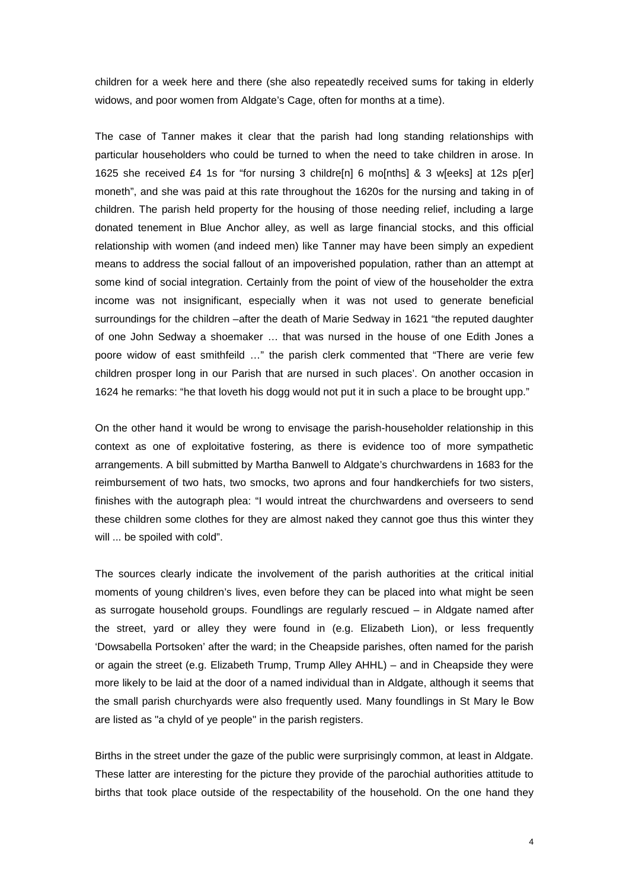children for a week here and there (she also repeatedly received sums for taking in elderly widows, and poor women from Aldgate's Cage, often for months at a time).

The case of Tanner makes it clear that the parish had long standing relationships with particular householders who could be turned to when the need to take children in arose. In 1625 she received £4 1s for "for nursing 3 childre[n] 6 mo[nths] & 3 w[eeks] at 12s p[er] moneth", and she was paid at this rate throughout the 1620s for the nursing and taking in of children. The parish held property for the housing of those needing relief, including a large donated tenement in Blue Anchor alley, as well as large financial stocks, and this official relationship with women (and indeed men) like Tanner may have been simply an expedient means to address the social fallout of an impoverished population, rather than an attempt at some kind of social integration. Certainly from the point of view of the householder the extra income was not insignificant, especially when it was not used to generate beneficial surroundings for the children –after the death of Marie Sedway in 1621 "the reputed daughter of one John Sedway a shoemaker … that was nursed in the house of one Edith Jones a poore widow of east smithfeild …" the parish clerk commented that "There are verie few children prosper long in our Parish that are nursed in such places'. On another occasion in 1624 he remarks: "he that loveth his dogg would not put it in such a place to be brought upp."

On the other hand it would be wrong to envisage the parish-householder relationship in this context as one of exploitative fostering, as there is evidence too of more sympathetic arrangements. A bill submitted by Martha Banwell to Aldgate's churchwardens in 1683 for the reimbursement of two hats, two smocks, two aprons and four handkerchiefs for two sisters, finishes with the autograph plea: "I would intreat the churchwardens and overseers to send these children some clothes for they are almost naked they cannot goe thus this winter they will ... be spoiled with cold".

The sources clearly indicate the involvement of the parish authorities at the critical initial moments of young children's lives, even before they can be placed into what might be seen as surrogate household groups. Foundlings are regularly rescued – in Aldgate named after the street, yard or alley they were found in (e.g. Elizabeth Lion), or less frequently 'Dowsabella Portsoken' after the ward; in the Cheapside parishes, often named for the parish or again the street (e.g. Elizabeth Trump, Trump Alley AHHL) – and in Cheapside they were more likely to be laid at the door of a named individual than in Aldgate, although it seems that the small parish churchyards were also frequently used. Many foundlings in St Mary le Bow are listed as "a chyld of ye people" in the parish registers.

Births in the street under the gaze of the public were surprisingly common, at least in Aldgate. These latter are interesting for the picture they provide of the parochial authorities attitude to births that took place outside of the respectability of the household. On the one hand they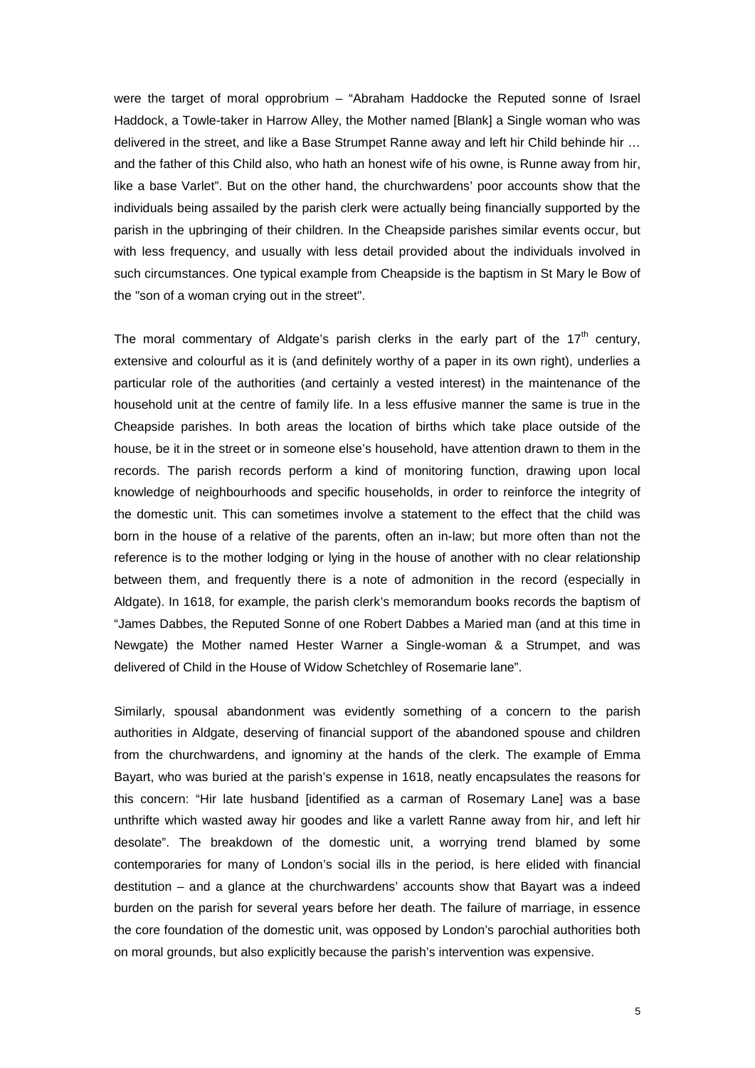were the target of moral opprobrium – "Abraham Haddocke the Reputed sonne of Israel Haddock, a Towle-taker in Harrow Alley, the Mother named [Blank] a Single woman who was delivered in the street, and like a Base Strumpet Ranne away and left hir Child behinde hir … and the father of this Child also, who hath an honest wife of his owne, is Runne away from hir, like a base Varlet". But on the other hand, the churchwardens' poor accounts show that the individuals being assailed by the parish clerk were actually being financially supported by the parish in the upbringing of their children. In the Cheapside parishes similar events occur, but with less frequency, and usually with less detail provided about the individuals involved in such circumstances. One typical example from Cheapside is the baptism in St Mary le Bow of the "son of a woman crying out in the street".

The moral commentary of Aldgate's parish clerks in the early part of the 17th century, extensive and colourful as it is (and definitely worthy of a paper in its own right), underlies a particular role of the authorities (and certainly a vested interest) in the maintenance of the household unit at the centre of family life. In a less effusive manner the same is true in the Cheapside parishes. In both areas the location of births which take place outside of the house, be it in the street or in someone else's household, have attention drawn to them in the records. The parish records perform a kind of monitoring function, drawing upon local knowledge of neighbourhoods and specific households, in order to reinforce the integrity of the domestic unit. This can sometimes involve a statement to the effect that the child was born in the house of a relative of the parents, often an in-law; but more often than not the reference is to the mother lodging or lying in the house of another with no clear relationship between them, and frequently there is a note of admonition in the record (especially in Aldgate). In 1618, for example, the parish clerk's memorandum books records the baptism of "James Dabbes, the Reputed Sonne of one Robert Dabbes a Maried man (and at this time in Newgate) the Mother named Hester Warner a Single-woman & a Strumpet, and was delivered of Child in the House of Widow Schetchley of Rosemarie lane".

Similarly, spousal abandonment was evidently something of a concern to the parish authorities in Aldgate, deserving of financial support of the abandoned spouse and children from the churchwardens, and ignominy at the hands of the clerk. The example of Emma Bayart, who was buried at the parish's expense in 1618, neatly encapsulates the reasons for this concern: "Hir late husband [identified as a carman of Rosemary Lane] was a base unthrifte which wasted away hir goodes and like a varlett Ranne away from hir, and left hir desolate". The breakdown of the domestic unit, a worrying trend blamed by some contemporaries for many of London's social ills in the period, is here elided with financial destitution – and a glance at the churchwardens' accounts show that Bayart was a indeed burden on the parish for several years before her death. The failure of marriage, in essence the core foundation of the domestic unit, was opposed by London's parochial authorities both on moral grounds, but also explicitly because the parish's intervention was expensive.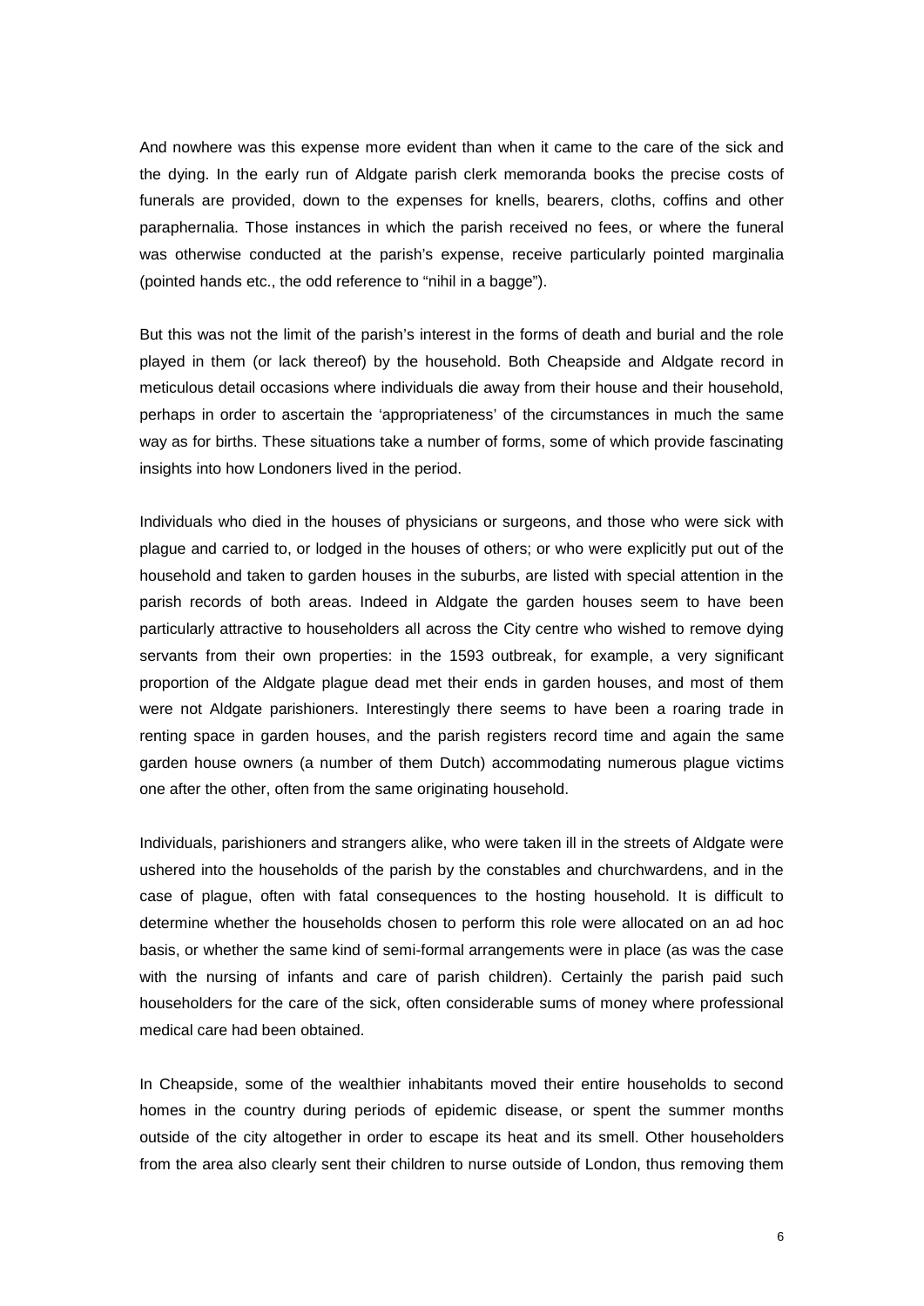And nowhere was this expense more evident than when it came to the care of the sick and the dying. In the early run of Aldgate parish clerk memoranda books the precise costs of funerals are provided, down to the expenses for knells, bearers, cloths, coffins and other paraphernalia. Those instances in which the parish received no fees, or where the funeral was otherwise conducted at the parish's expense, receive particularly pointed marginalia (pointed hands etc., the odd reference to "nihil in a bagge").

But this was not the limit of the parish's interest in the forms of death and burial and the role played in them (or lack thereof) by the household. Both Cheapside and Aldgate record in meticulous detail occasions where individuals die away from their house and their household, perhaps in order to ascertain the 'appropriateness' of the circumstances in much the same way as for births. These situations take a number of forms, some of which provide fascinating insights into how Londoners lived in the period.

Individuals who died in the houses of physicians or surgeons, and those who were sick with plague and carried to, or lodged in the houses of others; or who were explicitly put out of the household and taken to garden houses in the suburbs, are listed with special attention in the parish records of both areas. Indeed in Aldgate the garden houses seem to have been particularly attractive to householders all across the City centre who wished to remove dying servants from their own properties: in the 1593 outbreak, for example, a very significant proportion of the Aldgate plague dead met their ends in garden houses, and most of them were not Aldgate parishioners. Interestingly there seems to have been a roaring trade in renting space in garden houses, and the parish registers record time and again the same garden house owners (a number of them Dutch) accommodating numerous plague victims one after the other, often from the same originating household.

Individuals, parishioners and strangers alike, who were taken ill in the streets of Aldgate were ushered into the households of the parish by the constables and churchwardens, and in the case of plague, often with fatal consequences to the hosting household. It is difficult to determine whether the households chosen to perform this role were allocated on an ad hoc basis, or whether the same kind of semi-formal arrangements were in place (as was the case with the nursing of infants and care of parish children). Certainly the parish paid such householders for the care of the sick, often considerable sums of money where professional medical care had been obtained.

In Cheapside, some of the wealthier inhabitants moved their entire households to second homes in the country during periods of epidemic disease, or spent the summer months outside of the city altogether in order to escape its heat and its smell. Other householders from the area also clearly sent their children to nurse outside of London, thus removing them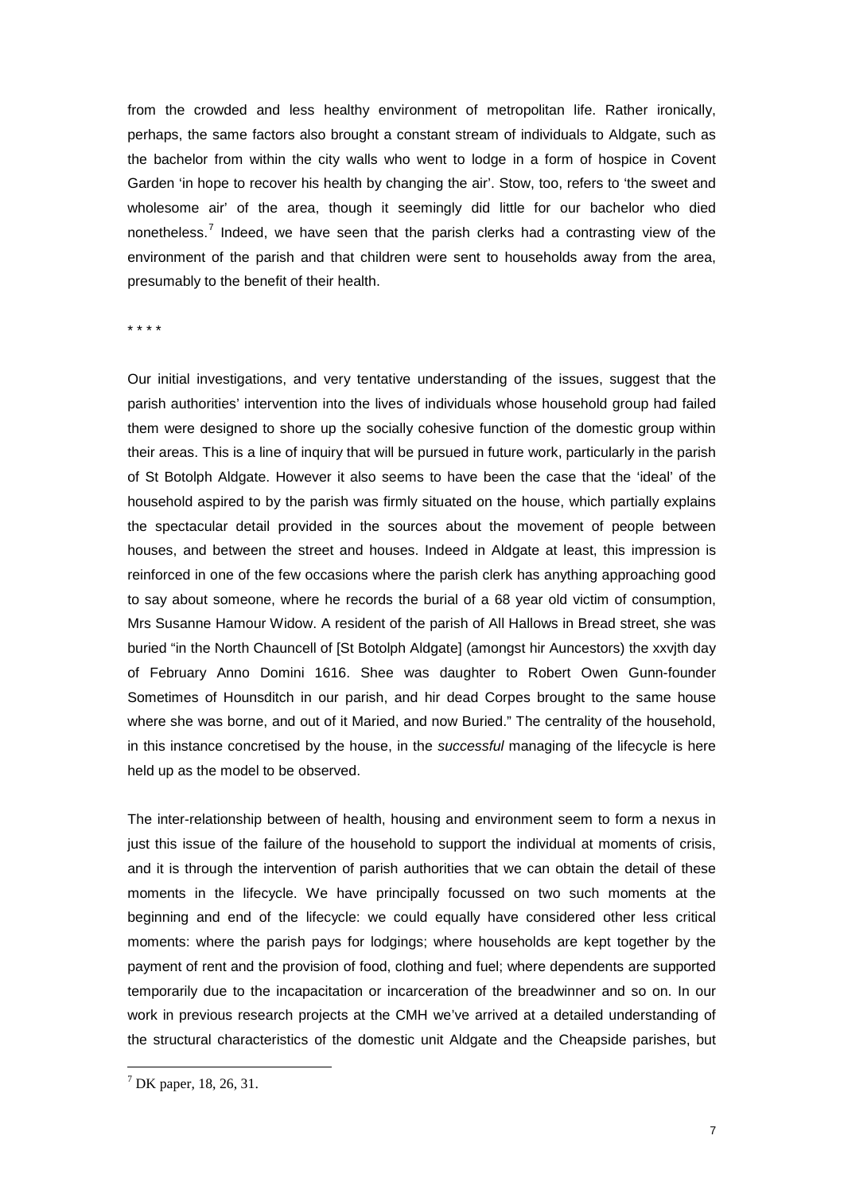from the crowded and less healthy environment of metropolitan life. Rather ironically, perhaps, the same factors also brought a constant stream of individuals to Aldgate, such as the bachelor from within the city walls who went to lodge in a form of hospice in Covent Garden 'in hope to recover his health by changing the air'. Stow, too, refers to 'the sweet and wholesome air' of the area, though it seemingly did little for our bachelor who died nonetheless.[7] Indeed, we have seen that the parish clerks had a contrasting view of the environment of the parish and that children were sent to households away from the area, presumably to the benefit of their health.

\* \* \* \*

Our initial investigations, and very tentative understanding of the issues, suggest that the parish authorities' intervention into the lives of individuals whose household group had failed them were designed to shore up the socially cohesive function of the domestic group within their areas. This is a line of inquiry that will be pursued in future work, particularly in the parish of St Botolph Aldgate. However it also seems to have been the case that the 'ideal' of the household aspired to by the parish was firmly situated on the house, which partially explains the spectacular detail provided in the sources about the movement of people between houses, and between the street and houses. Indeed in Aldgate at least, this impression is reinforced in one of the few occasions where the parish clerk has anything approaching good to say about someone, where he records the burial of a 68 year old victim of consumption, Mrs Susanne Hamour Widow. A resident of the parish of All Hallows in Bread street, she was buried "in the North Chauncell of [St Botolph Aldgate] (amongst hir Auncestors) the xxvjth day of February Anno Domini 1616. Shee was daughter to Robert Owen Gunn-founder Sometimes of Hounsditch in our parish, and hir dead Corpes brought to the same house where she was borne, and out of it Maried, and now Buried." The centrality of the household, in this instance concretised by the house, in the *successful* managing of the lifecycle is here held up as the model to be observed.

The inter-relationship between of health, housing and environment seem to form a nexus in just this issue of the failure of the household to support the individual at moments of crisis, and it is through the intervention of parish authorities that we can obtain the detail of these moments in the lifecycle. We have principally focussed on two such moments at the beginning and end of the lifecycle: we could equally have considered other less critical moments: where the parish pays for lodgings; where households are kept together by the payment of rent and the provision of food, clothing and fuel; where dependents are supported temporarily due to the incapacitation or incarceration of the breadwinner and so on. In our work in previous research projects at the CMH we've arrived at a detailed understanding of the structural characteristics of the domestic unit Aldgate and the Cheapside parishes, but

[7] DK paper, 18, 26, 31.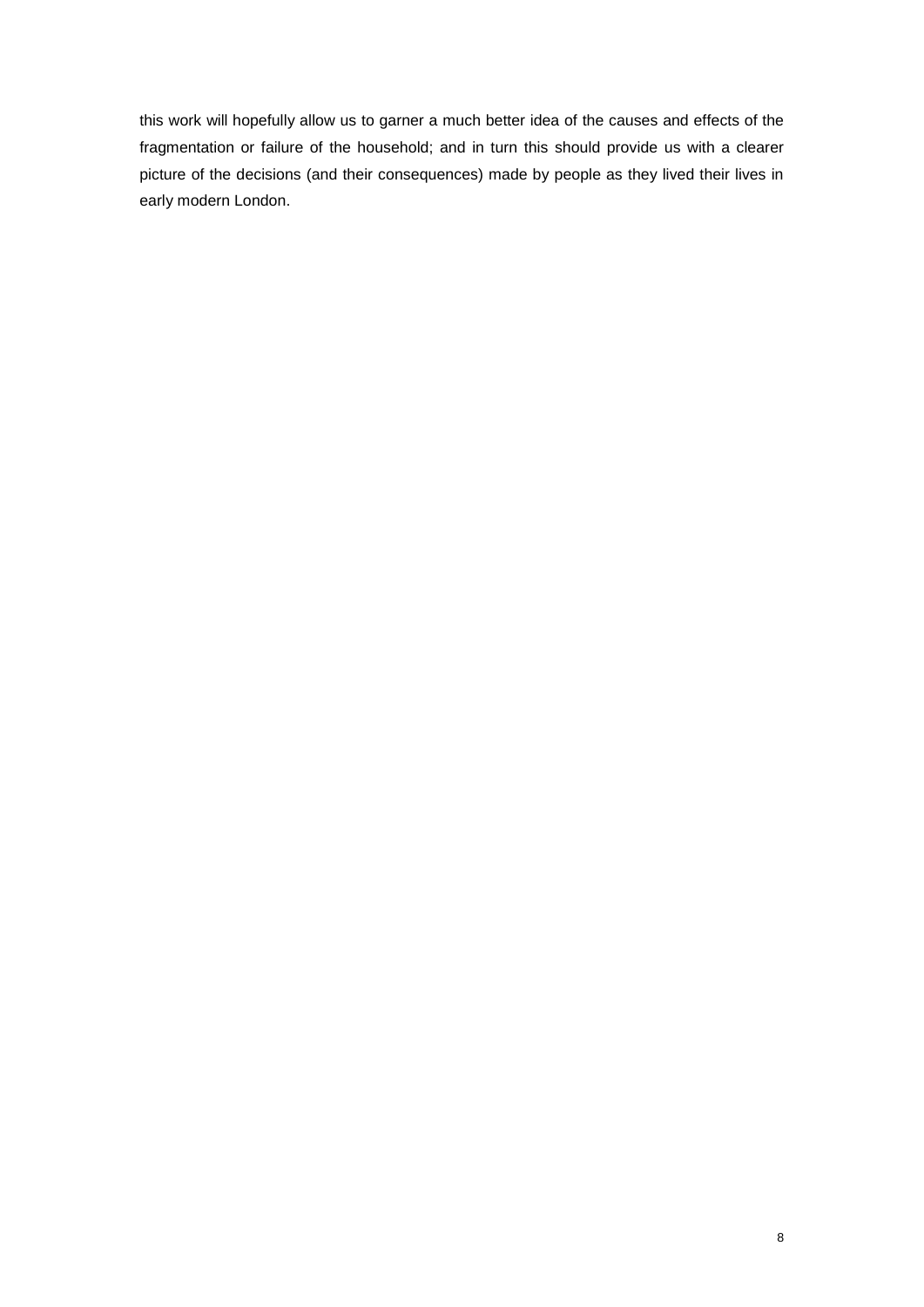this work will hopefully allow us to garner a much better idea of the causes and effects of the fragmentation or failure of the household; and in turn this should provide us with a clearer picture of the decisions (and their consequences) made by people as they lived their lives in early modern London.